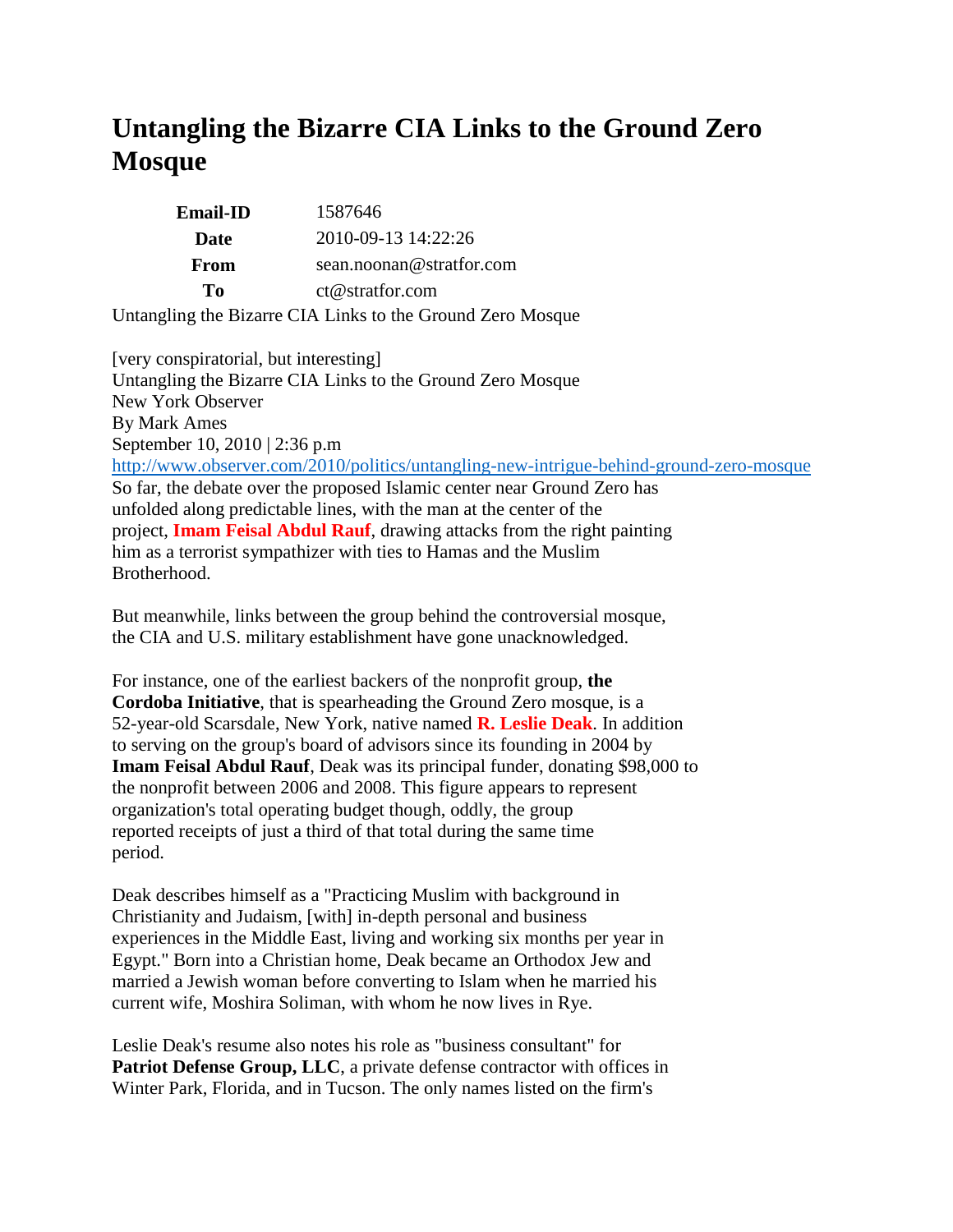# Untangling the Bizarre CIA Links to the Ground Zero Mosque

| Email-ID | 1587646 |
|---|---|
| Date | 2010-09-13 14:22:26 |
| From | sean.noonan@stratfor.com |
| To | ct@stratfor.com |

Untangling the Bizarre CIA Links to the Ground Zero Mosque

[very conspiratorial, but interesting]
Untangling the Bizarre CIA Links to the Ground Zero Mosque
New York Observer
By Mark Ames
September 10, 2010 | 2:36 p.m
http://www.observer.com/2010/politics/untangling-new-intrigue-behind-ground-zero-mosque
So far, the debate over the proposed Islamic center near Ground Zero has unfolded along predictable lines, with the man at the center of the project, **Imam Feisal Abdul Rauf**, drawing attacks from the right painting him as a terrorist sympathizer with ties to Hamas and the Muslim Brotherhood.

But meanwhile, links between the group behind the controversial mosque, the CIA and U.S. military establishment have gone unacknowledged.

For instance, one of the earliest backers of the nonprofit group, **the Cordoba Initiative**, that is spearheading the Ground Zero mosque, is a 52-year-old Scarsdale, New York, native named **R. Leslie Deak**. In addition to serving on the group's board of advisors since its founding in 2004 by **Imam Feisal Abdul Rauf**, Deak was its principal funder, donating $98,000 to the nonprofit between 2006 and 2008. This figure appears to represent organization's total operating budget though, oddly, the group reported receipts of just a third of that total during the same time period.

Deak describes himself as a "Practicing Muslim with background in Christianity and Judaism, [with] in-depth personal and business experiences in the Middle East, living and working six months per year in Egypt." Born into a Christian home, Deak became an Orthodox Jew and married a Jewish woman before converting to Islam when he married his current wife, Moshira Soliman, with whom he now lives in Rye.

Leslie Deak's resume also notes his role as "business consultant" for **Patriot Defense Group, LLC**, a private defense contractor with offices in Winter Park, Florida, and in Tucson. The only names listed on the firm's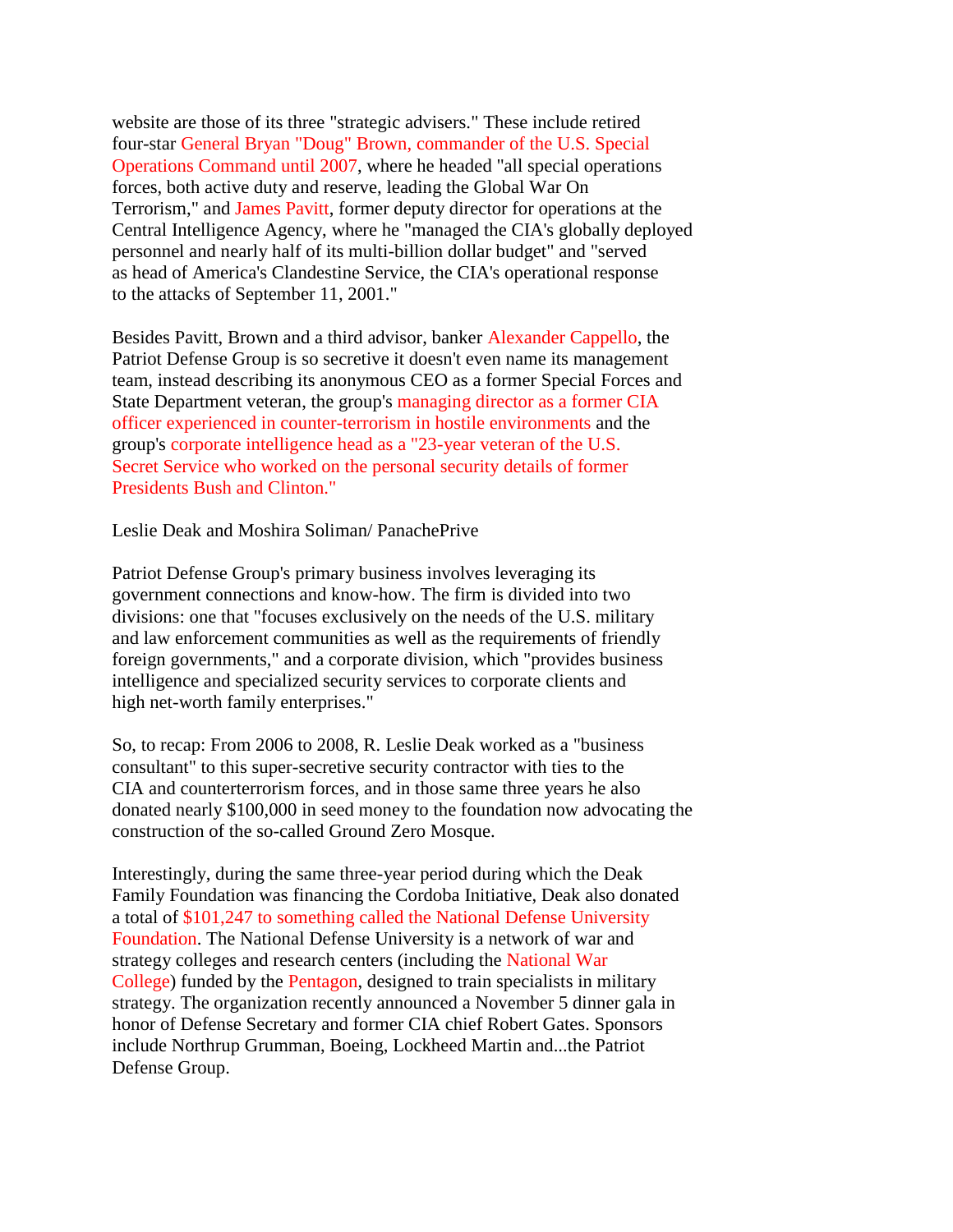website are those of its three "strategic advisers." These include retired four-star General Bryan "Doug" Brown, commander of the U.S. Special Operations Command until 2007, where he headed "all special operations forces, both active duty and reserve, leading the Global War On Terrorism," and James Pavitt, former deputy director for operations at the Central Intelligence Agency, where he "managed the CIA's globally deployed personnel and nearly half of its multi-billion dollar budget" and "served as head of America's Clandestine Service, the CIA's operational response to the attacks of September 11, 2001."

Besides Pavitt, Brown and a third advisor, banker Alexander Cappello, the Patriot Defense Group is so secretive it doesn't even name its management team, instead describing its anonymous CEO as a former Special Forces and State Department veteran, the group's managing director as a former CIA officer experienced in counter-terrorism in hostile environments and the group's corporate intelligence head as a "23-year veteran of the U.S. Secret Service who worked on the personal security details of former Presidents Bush and Clinton."

Leslie Deak and Moshira Soliman/ PanachePrive

Patriot Defense Group's primary business involves leveraging its government connections and know-how. The firm is divided into two divisions: one that "focuses exclusively on the needs of the U.S. military and law enforcement communities as well as the requirements of friendly foreign governments," and a corporate division, which "provides business intelligence and specialized security services to corporate clients and high net-worth family enterprises."

So, to recap: From 2006 to 2008, R. Leslie Deak worked as a "business consultant" to this super-secretive security contractor with ties to the CIA and counterterrorism forces, and in those same three years he also donated nearly $100,000 in seed money to the foundation now advocating the construction of the so-called Ground Zero Mosque.

Interestingly, during the same three-year period during which the Deak Family Foundation was financing the Cordoba Initiative, Deak also donated a total of $101,247 to something called the National Defense University Foundation. The National Defense University is a network of war and strategy colleges and research centers (including the National War College) funded by the Pentagon, designed to train specialists in military strategy. The organization recently announced a November 5 dinner gala in honor of Defense Secretary and former CIA chief Robert Gates. Sponsors include Northrup Grumman, Boeing, Lockheed Martin and...the Patriot Defense Group.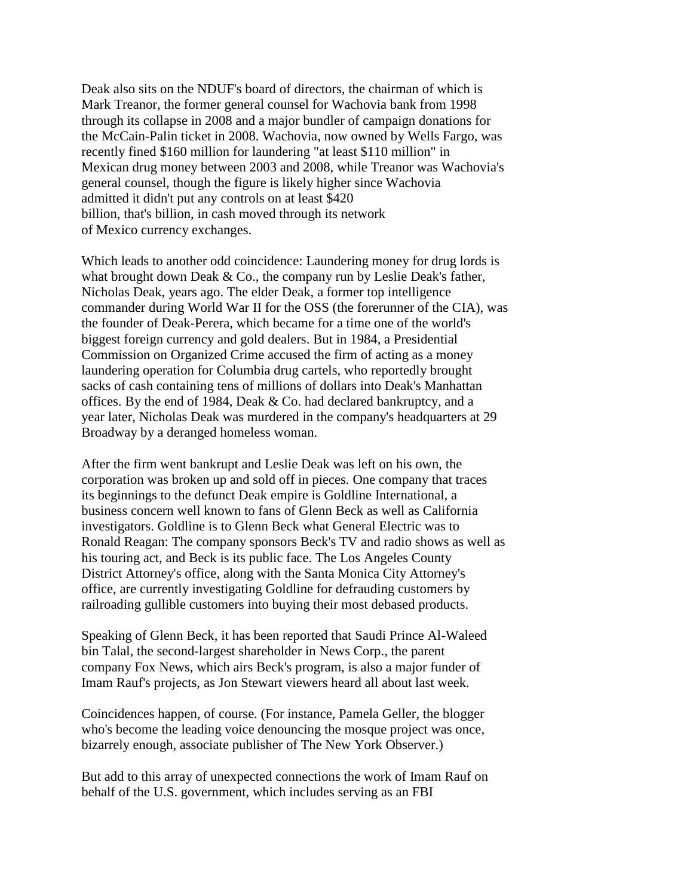Deak also sits on the NDUF's board of directors, the chairman of which is Mark Treanor, the former general counsel for Wachovia bank from 1998 through its collapse in 2008 and a major bundler of campaign donations for the McCain-Palin ticket in 2008. Wachovia, now owned by Wells Fargo, was recently fined $160 million for laundering "at least $110 million" in Mexican drug money between 2003 and 2008, while Treanor was Wachovia's general counsel, though the figure is likely higher since Wachovia admitted it didn't put any controls on at least $420 billion, that's billion, in cash moved through its network of Mexico currency exchanges.

Which leads to another odd coincidence: Laundering money for drug lords is what brought down Deak & Co., the company run by Leslie Deak's father, Nicholas Deak, years ago. The elder Deak, a former top intelligence commander during World War II for the OSS (the forerunner of the CIA), was the founder of Deak-Perera, which became for a time one of the world's biggest foreign currency and gold dealers. But in 1984, a Presidential Commission on Organized Crime accused the firm of acting as a money laundering operation for Columbia drug cartels, who reportedly brought sacks of cash containing tens of millions of dollars into Deak's Manhattan offices. By the end of 1984, Deak & Co. had declared bankruptcy, and a year later, Nicholas Deak was murdered in the company's headquarters at 29 Broadway by a deranged homeless woman.

After the firm went bankrupt and Leslie Deak was left on his own, the corporation was broken up and sold off in pieces. One company that traces its beginnings to the defunct Deak empire is Goldline International, a business concern well known to fans of Glenn Beck as well as California investigators. Goldline is to Glenn Beck what General Electric was to Ronald Reagan: The company sponsors Beck's TV and radio shows as well as his touring act, and Beck is its public face. The Los Angeles County District Attorney's office, along with the Santa Monica City Attorney's office, are currently investigating Goldline for defrauding customers by railroading gullible customers into buying their most debased products.

Speaking of Glenn Beck, it has been reported that Saudi Prince Al-Waleed bin Talal, the second-largest shareholder in News Corp., the parent company Fox News, which airs Beck's program, is also a major funder of Imam Rauf's projects, as Jon Stewart viewers heard all about last week.

Coincidences happen, of course. (For instance, Pamela Geller, the blogger who's become the leading voice denouncing the mosque project was once, bizarrely enough, associate publisher of The New York Observer.)

But add to this array of unexpected connections the work of Imam Rauf on behalf of the U.S. government, which includes serving as an FBI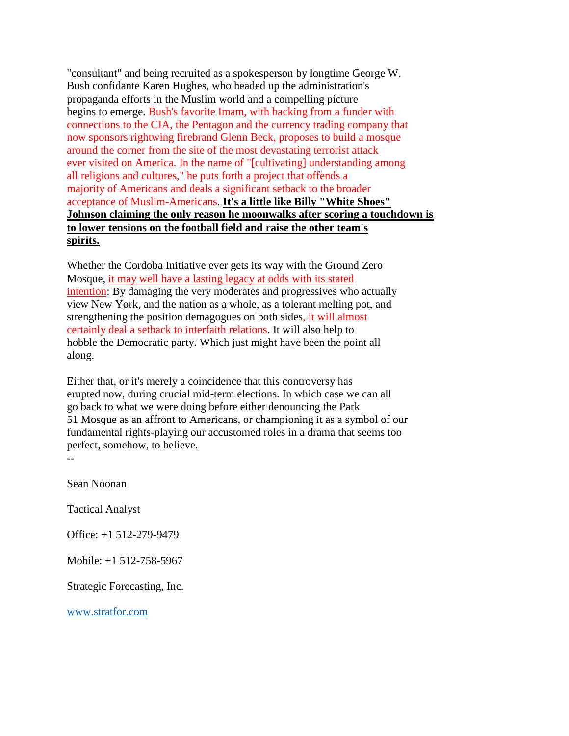"consultant" and being recruited as a spokesperson by longtime George W. Bush confidante Karen Hughes, who headed up the administration's propaganda efforts in the Muslim world and a compelling picture begins to emerge. Bush's favorite Imam, with backing from a funder with connections to the CIA, the Pentagon and the currency trading company that now sponsors rightwing firebrand Glenn Beck, proposes to build a mosque around the corner from the site of the most devastating terrorist attack ever visited on America. In the name of "[cultivating] understanding among all religions and cultures," he puts forth a project that offends a majority of Americans and deals a significant setback to the broader acceptance of Muslim-Americans. **It's a little like Billy "White Shoes" Johnson claiming the only reason he moonwalks after scoring a touchdown is to lower tensions on the football field and raise the other team's spirits.**

Whether the Cordoba Initiative ever gets its way with the Ground Zero Mosque, it may well have a lasting legacy at odds with its stated intention: By damaging the very moderates and progressives who actually view New York, and the nation as a whole, as a tolerant melting pot, and strengthening the position demagogues on both sides, it will almost certainly deal a setback to interfaith relations. It will also help to hobble the Democratic party. Which just might have been the point all along.

Either that, or it's merely a coincidence that this controversy has erupted now, during crucial mid-term elections. In which case we can all go back to what we were doing before either denouncing the Park 51 Mosque as an affront to Americans, or championing it as a symbol of our fundamental rights-playing our accustomed roles in a drama that seems too perfect, somehow, to believe.

--

Sean Noonan

Tactical Analyst

Office: +1 512-279-9479

Mobile: +1 512-758-5967

Strategic Forecasting, Inc.

www.stratfor.com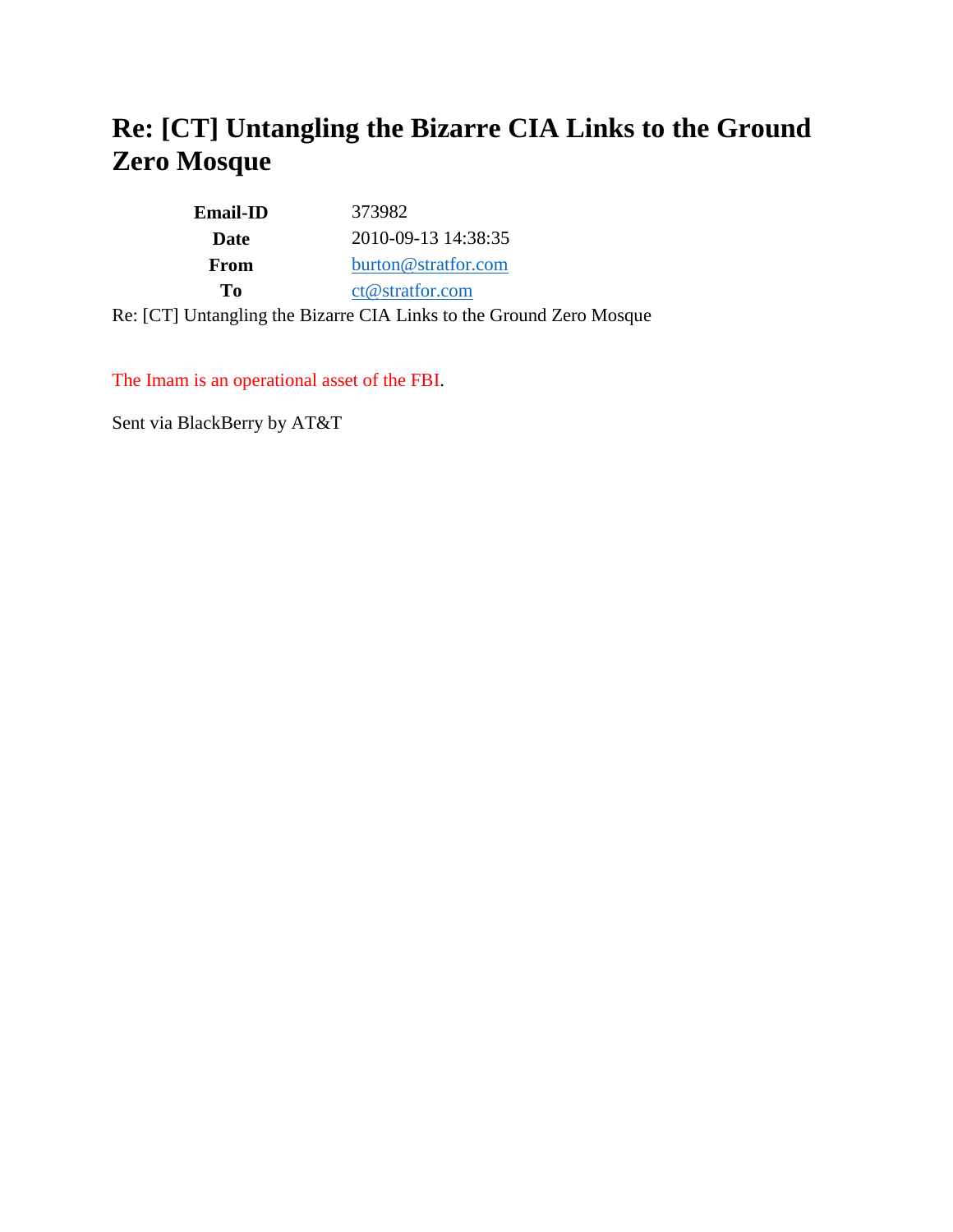# Re: [CT] Untangling the Bizarre CIA Links to the Ground Zero Mosque

| | |
|---|---|
| **Email-ID** | 373982 |
| **Date** | 2010-09-13 14:38:35 |
| **From** | burton@stratfor.com |
| **To** | ct@stratfor.com |

Re: [CT] Untangling the Bizarre CIA Links to the Ground Zero Mosque

The Imam is an operational asset of the FBI.

Sent via BlackBerry by AT&T